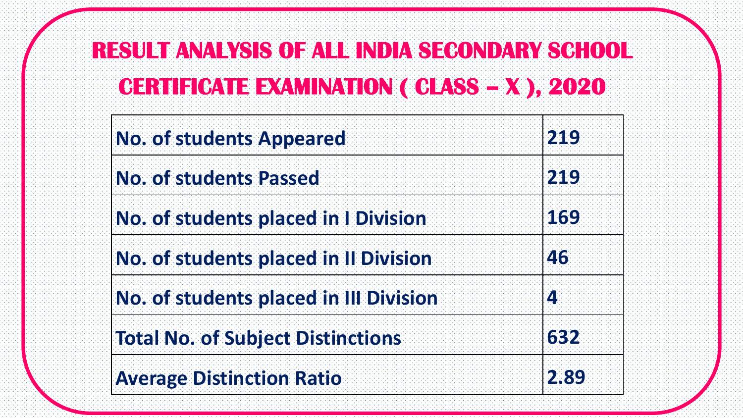# RESULT ANALYSIS OF ALL INDIA SECONDARY SCHOOL CERTIFICATE EXAMINATION ( CLASS – X ), 2020

| | |
|---|---|
| No. of students Appeared | 219 |
| No. of students Passed | 219 |
| No. of students placed in I Division | 169 |
| No. of students placed in II Division | 46 |
| No. of students placed in III Division | 4 |
| Total No. of Subject Distinctions | 632 |
| Average Distinction Ratio | 2.89 |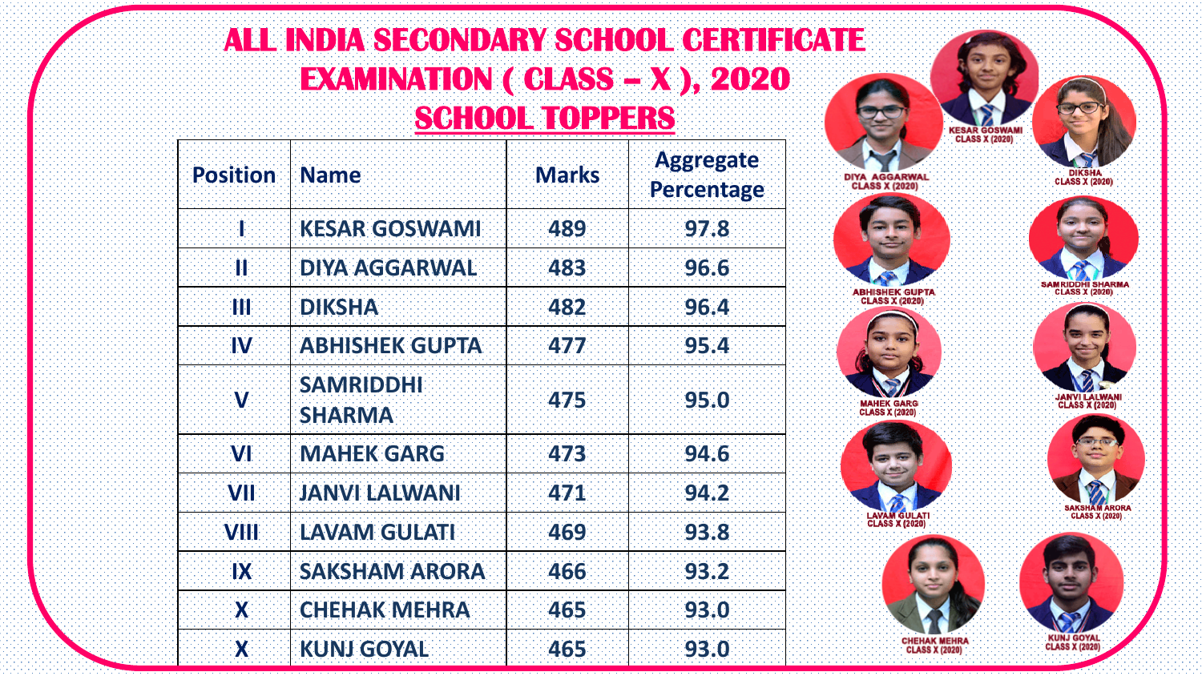# ALL INDIA SECONDARY SCHOOL CERTIFICATE EXAMINATION ( CLASS – X ), 2020

## SCHOOL TOPPERS

| Position | Name | Marks | Aggregate Percentage |
|---|---|---|---|
| I | KESAR GOSWAMI | 489 | 97.8 |
| II | DIYA AGGARWAL | 483 | 96.6 |
| III | DIKSHA | 482 | 96.4 |
| IV | ABHISHEK GUPTA | 477 | 95.4 |
| V | SAMRIDDHI SHARMA | 475 | 95.0 |
| VI | MAHEK GARG | 473 | 94.6 |
| VII | JANVI LALWANI | 471 | 94.2 |
| VIII | LAVAM GULATI | 469 | 93.8 |
| IX | SAKSHAM ARORA | 466 | 93.2 |
| X | CHEHAK MEHRA | 465 | 93.0 |
| X | KUNJ GOYAL | 465 | 93.0 |

KESAR GOSWAMI CLASS X (2020)

DIYA AGGARWAL CLASS X (2020)

DIKSHA CLASS X (2020)

ABHISHEK GUPTA CLASS X (2020)

SAMRIDDHI SHARMA CLASS X (2020)

MAHEK GARG CLASS X (2020)

JANVI LALWANI CLASS X (2020)

LAVAM GULATI CLASS X (2020)

SAKSHAM ARORA CLASS X (2020)

CHEHAK MEHRA CLASS X (2020)

KUNJ GOYAL CLASS X (2020)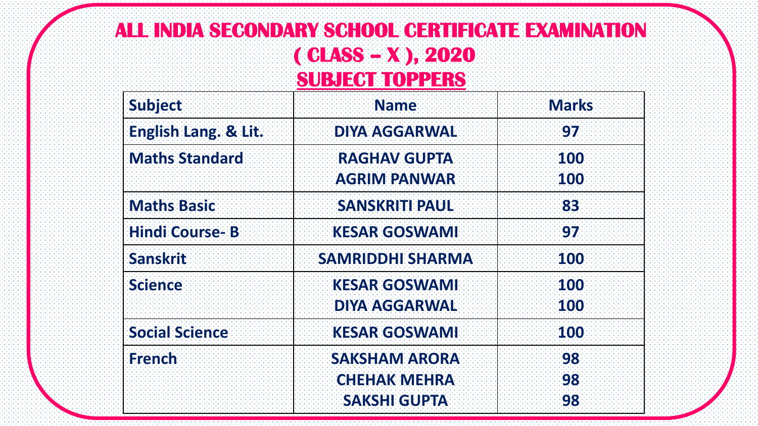# ALL INDIA SECONDARY SCHOOL CERTIFICATE EXAMINATION ( CLASS – X ), 2020

## SUBJECT TOPPERS

| Subject | Name | Marks |
|---|---|---|
| English Lang. & Lit. | DIYA AGGARWAL | 97 |
| Maths Standard | RAGHAV GUPTA<br>AGRIM PANWAR | 100<br>100 |
| Maths Basic | SANSKRITI PAUL | 83 |
| Hindi Course- B | KESAR GOSWAMI | 97 |
| Sanskrit | SAMRIDDHI SHARMA | 100 |
| Science | KESAR GOSWAMI<br>DIYA AGGARWAL | 100<br>100 |
| Social Science | KESAR GOSWAMI | 100 |
| French | SAKSHAM ARORA<br>CHEHAK MEHRA<br>SAKSHI GUPTA | 98<br>98<br>98 |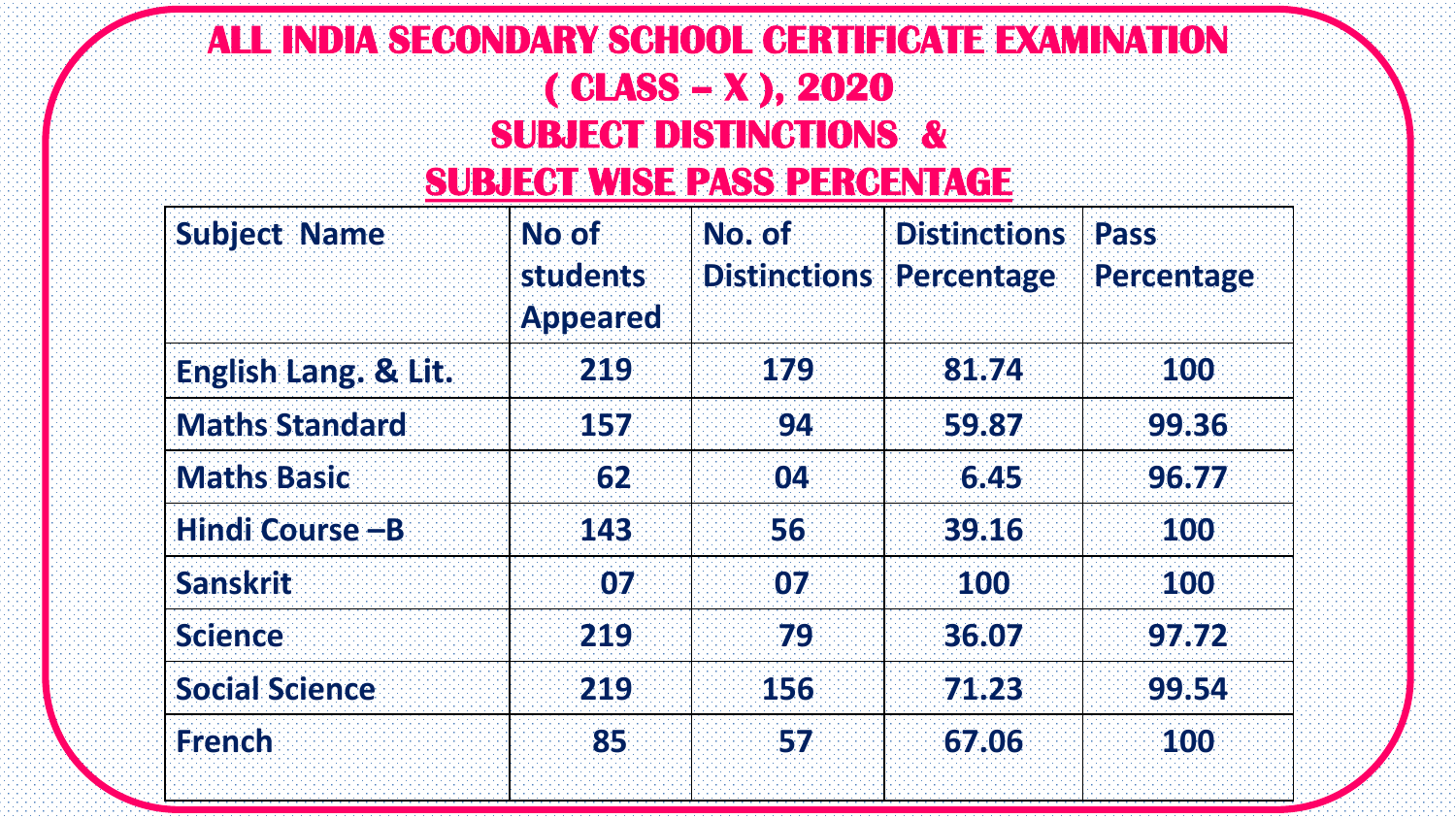# ALL INDIA SECONDARY SCHOOL CERTIFICATE EXAMINATION ( CLASS – X ), 2020

## SUBJECT DISTINCTIONS & SUBJECT WISE PASS PERCENTAGE

| Subject Name | No of students Appeared | No. of Distinctions | Distinctions Percentage | Pass Percentage |
|---|---|---|---|---|
| English Lang. & Lit. | 219 | 179 | 81.74 | 100 |
| Maths Standard | 157 | 94 | 59.87 | 99.36 |
| Maths Basic | 62 | 04 | 6.45 | 96.77 |
| Hindi Course –B | 143 | 56 | 39.16 | 100 |
| Sanskrit | 07 | 07 | 100 | 100 |
| Science | 219 | 79 | 36.07 | 97.72 |
| Social Science | 219 | 156 | 71.23 | 99.54 |
| French | 85 | 57 | 67.06 | 100 |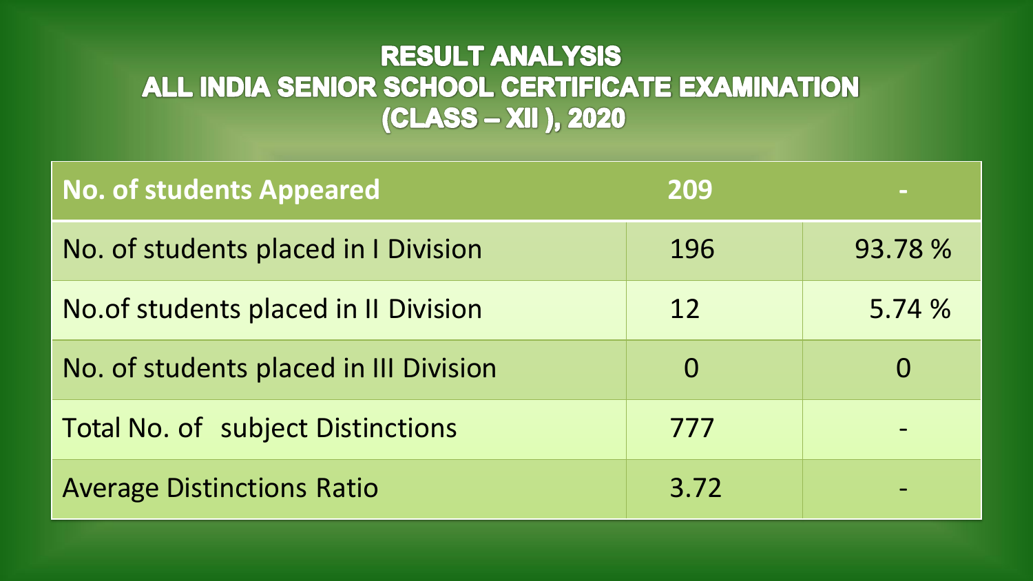# RESULT ANALYSIS
# ALL INDIA SENIOR SCHOOL CERTIFICATE EXAMINATION
# (CLASS – XII ), 2020

| No. of students Appeared | 209 | - |
| --- | --- | --- |
| No. of students placed in I Division | 196 | 93.78 % |
| No.of students placed in II Division | 12 | 5.74 % |
| No. of students placed in III Division | 0 | 0 |
| Total No. of subject Distinctions | 777 | - |
| Average Distinctions Ratio | 3.72 | - |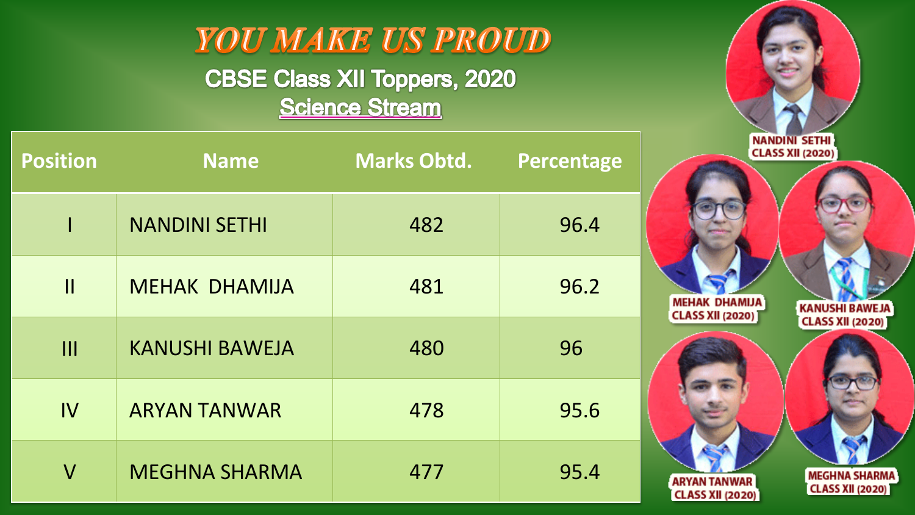# YOU MAKE US PROUD

## CBSE Class XII Toppers, 2020

### Science Stream

| Position | Name | Marks Obtd. | Percentage |
|---|---|---|---|
| I | NANDINI SETHI | 482 | 96.4 |
| II | MEHAK DHAMIJA | 481 | 96.2 |
| III | KANUSHI BAWEJA | 480 | 96 |
| IV | ARYAN TANWAR | 478 | 95.6 |
| V | MEGHNA SHARMA | 477 | 95.4 |

NANDINI SETHI CLASS XII (2020)

MEHAK DHAMIJA CLASS XII (2020)

KANUSHI BAWEJA CLASS XII (2020)

ARYAN TANWAR CLASS XII (2020)

MEGHNA SHARMA CLASS XII (2020)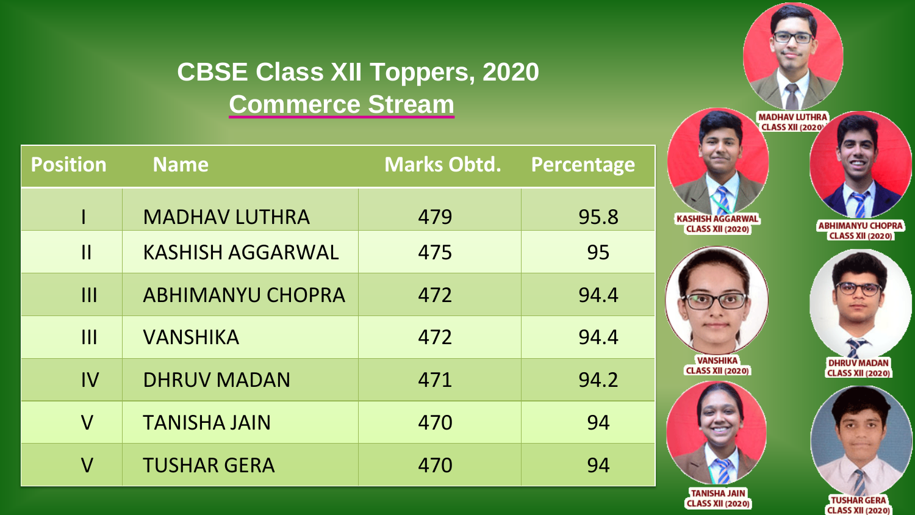# CBSE Class XII Toppers, 2020

## Commerce Stream

| Position | Name | Marks Obtd. | Percentage |
|---|---|---|---|
| I | MADHAV LUTHRA | 479 | 95.8 |
| II | KASHISH AGGARWAL | 475 | 95 |
| III | ABHIMANYU CHOPRA | 472 | 94.4 |
| III | VANSHIKA | 472 | 94.4 |
| IV | DHRUV MADAN | 471 | 94.2 |
| V | TANISHA JAIN | 470 | 94 |
| V | TUSHAR GERA | 470 | 94 |

MADHAV LUTHRA CLASS XII (2020)

KASHISH AGGARWAL CLASS XII (2020)

ABHIMANYU CHOPRA CLASS XII (2020)

VANSHIKA CLASS XII (2020)

DHRUV MADAN CLASS XII (2020)

TANISHA JAIN CLASS XII (2020)

TUSHAR GERA CLASS XII (2020)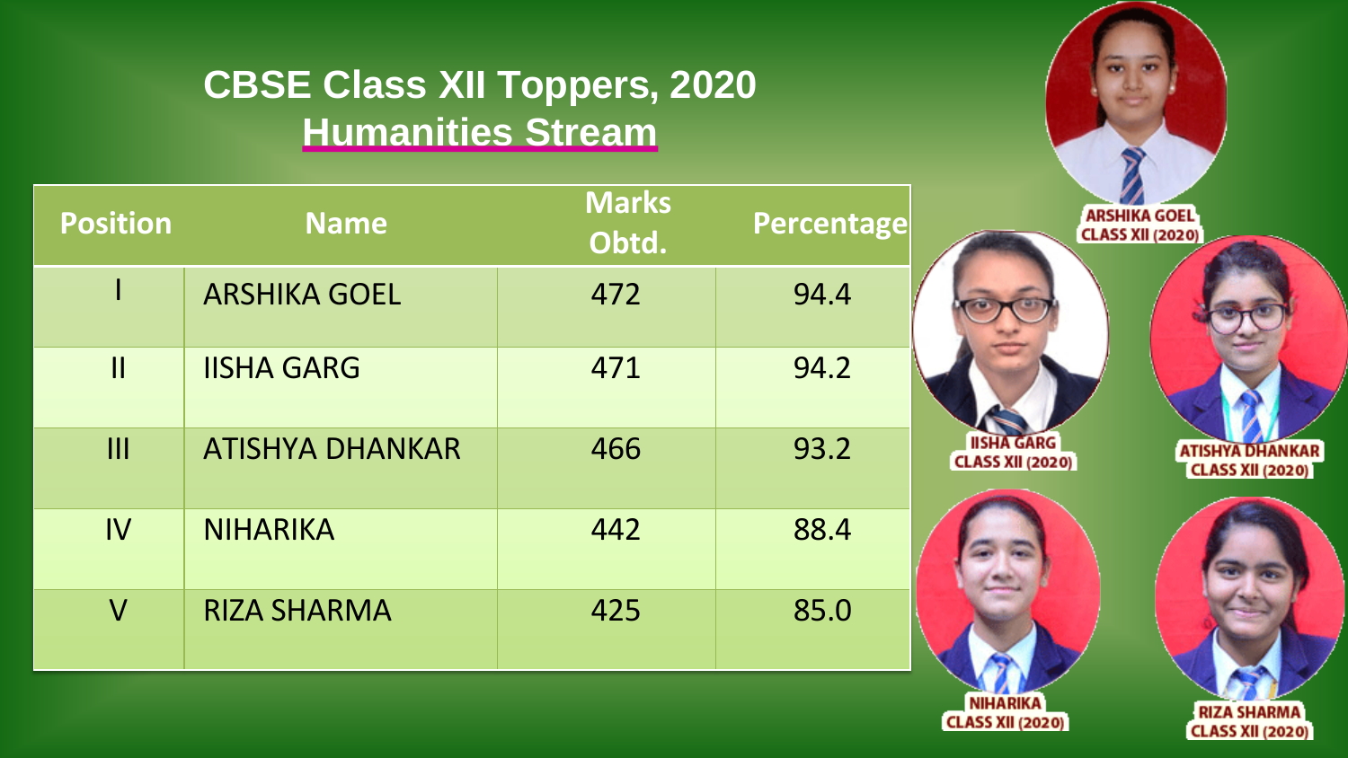# CBSE Class XII Toppers, 2020
## Humanities Stream

| Position | Name | Marks Obtd. | Percentage |
|---|---|---|---|
| I | ARSHIKA GOEL | 472 | 94.4 |
| II | IISHA GARG | 471 | 94.2 |
| III | ATISHYA DHANKAR | 466 | 93.2 |
| IV | NIHARIKA | 442 | 88.4 |
| V | RIZA SHARMA | 425 | 85.0 |

ARSHIKA GOEL CLASS XII (2020)

IISHA GARG CLASS XII (2020)

ATISHYA DHANKAR CLASS XII (2020)

NIHARIKA CLASS XII (2020)

RIZA SHARMA CLASS XII (2020)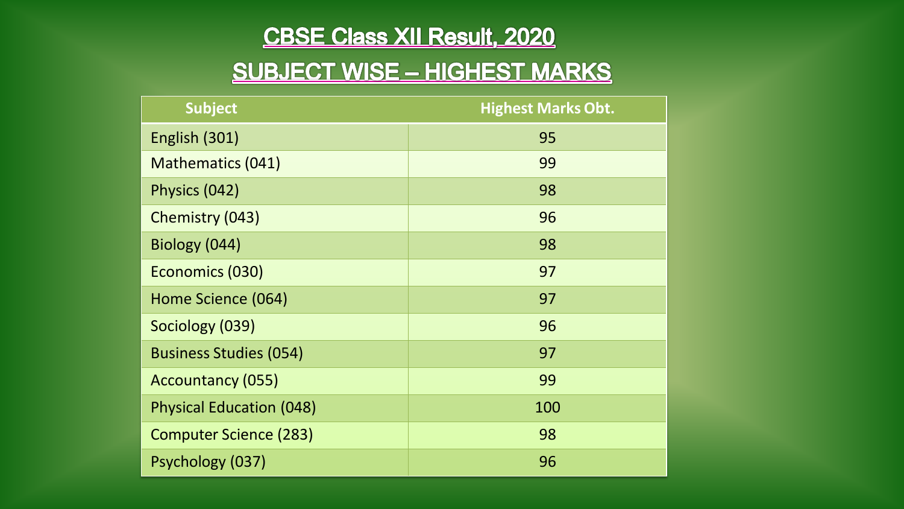# CBSE Class XII Result, 2020

## SUBJECT WISE – HIGHEST MARKS

| Subject | Highest Marks Obt. |
|---|---|
| English (301) | 95 |
| Mathematics (041) | 99 |
| Physics (042) | 98 |
| Chemistry (043) | 96 |
| Biology (044) | 98 |
| Economics (030) | 97 |
| Home Science (064) | 97 |
| Sociology (039) | 96 |
| Business Studies (054) | 97 |
| Accountancy (055) | 99 |
| Physical Education (048) | 100 |
| Computer Science (283) | 98 |
| Psychology (037) | 96 |